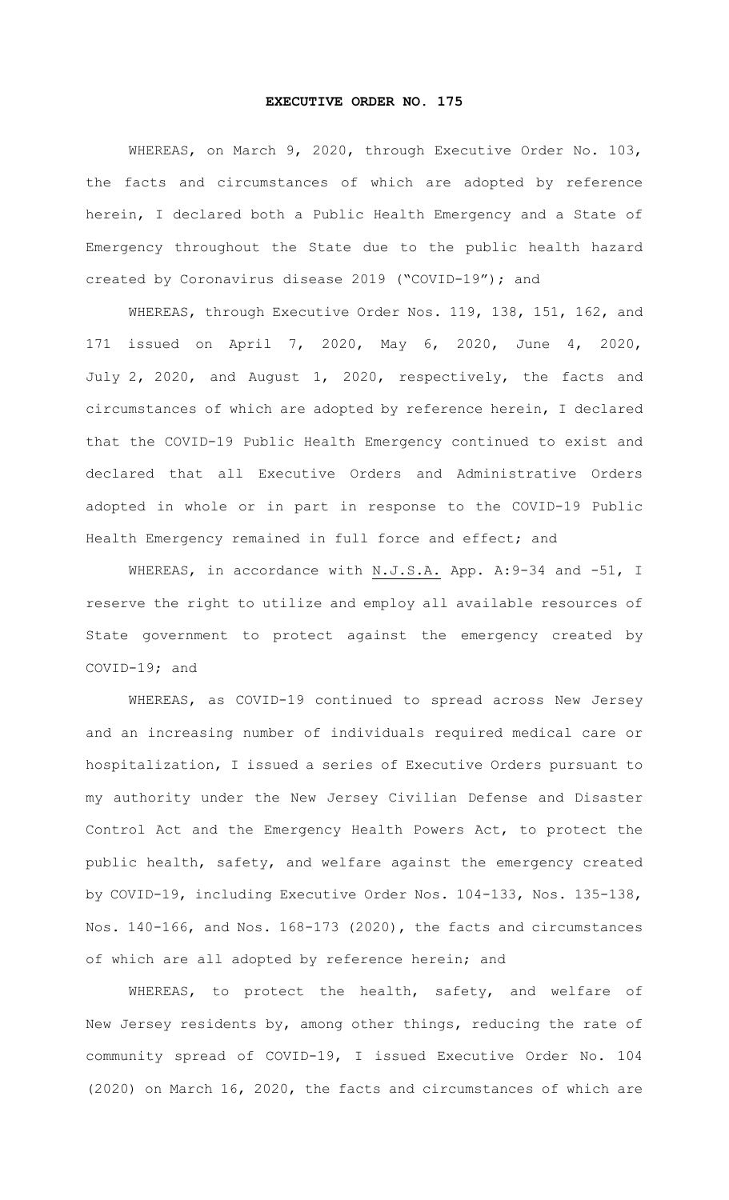# EXECUTIVE ORDER NO. 175

WHEREAS, on March 9, 2020, through Executive Order No. 103, the facts and circumstances of which are adopted by reference herein, I declared both a Public Health Emergency and a State of Emergency throughout the State due to the public health hazard created by Coronavirus disease 2019 ("COVID-19"); and

WHEREAS, through Executive Order Nos. 119, 138, 151, 162, and 171 issued on April 7, 2020, May 6, 2020, June 4, 2020, July 2, 2020, and August 1, 2020, respectively, the facts and circumstances of which are adopted by reference herein, I declared that the COVID-19 Public Health Emergency continued to exist and declared that all Executive Orders and Administrative Orders adopted in whole or in part in response to the COVID-19 Public Health Emergency remained in full force and effect; and

WHEREAS, in accordance with N.J.S.A. App. A:9-34 and -51, I reserve the right to utilize and employ all available resources of State government to protect against the emergency created by COVID-19; and

WHEREAS, as COVID-19 continued to spread across New Jersey and an increasing number of individuals required medical care or hospitalization, I issued a series of Executive Orders pursuant to my authority under the New Jersey Civilian Defense and Disaster Control Act and the Emergency Health Powers Act, to protect the public health, safety, and welfare against the emergency created by COVID-19, including Executive Order Nos. 104-133, Nos. 135-138, Nos. 140-166, and Nos. 168-173 (2020), the facts and circumstances of which are all adopted by reference herein; and

WHEREAS, to protect the health, safety, and welfare of New Jersey residents by, among other things, reducing the rate of community spread of COVID-19, I issued Executive Order No. 104 (2020) on March 16, 2020, the facts and circumstances of which are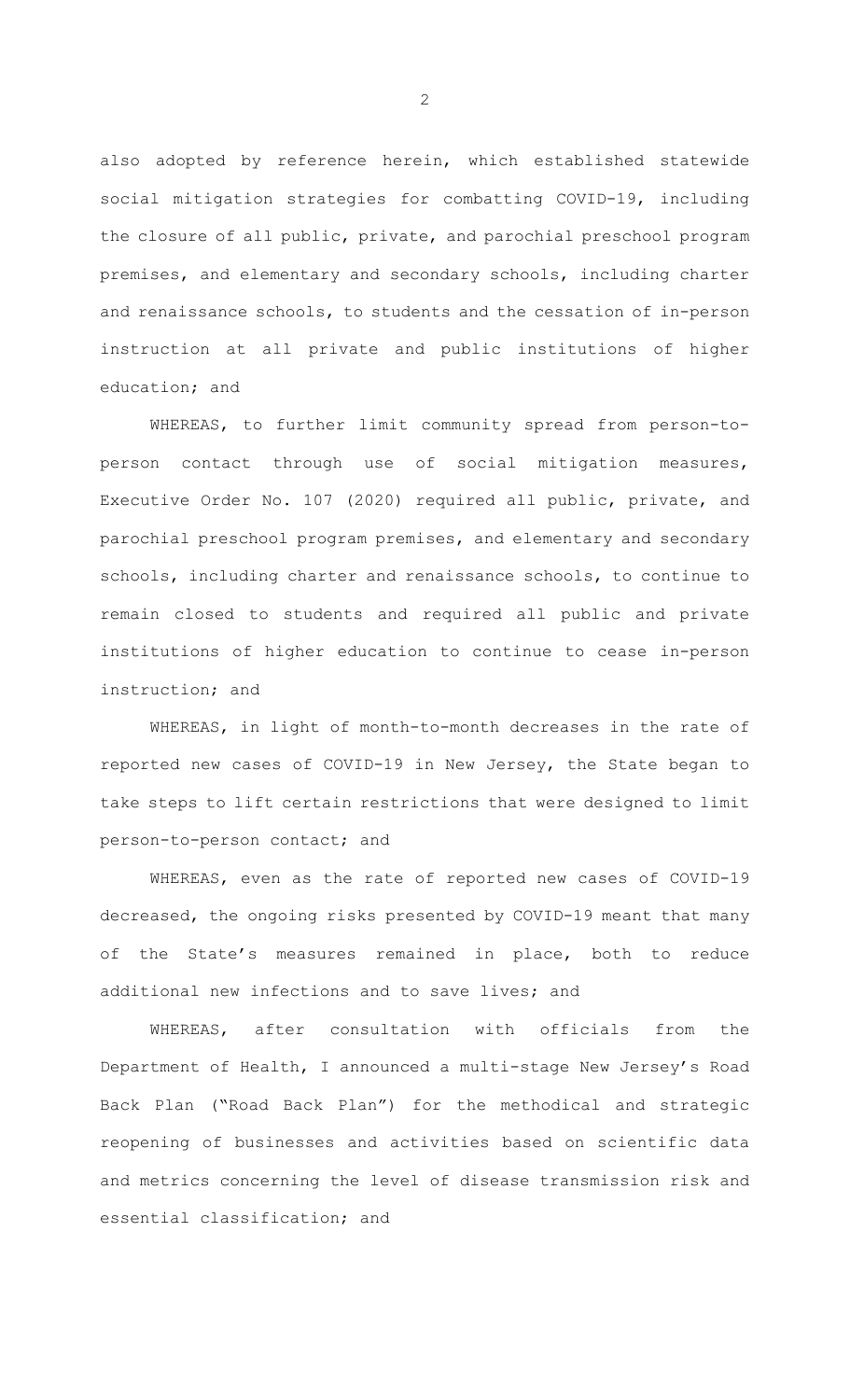also adopted by reference herein, which established statewide social mitigation strategies for combatting COVID-19, including the closure of all public, private, and parochial preschool program premises, and elementary and secondary schools, including charter and renaissance schools, to students and the cessation of in-person instruction at all private and public institutions of higher education; and

WHEREAS, to further limit community spread from person-to-person contact through use of social mitigation measures, Executive Order No. 107 (2020) required all public, private, and parochial preschool program premises, and elementary and secondary schools, including charter and renaissance schools, to continue to remain closed to students and required all public and private institutions of higher education to continue to cease in-person instruction; and

WHEREAS, in light of month-to-month decreases in the rate of reported new cases of COVID-19 in New Jersey, the State began to take steps to lift certain restrictions that were designed to limit person-to-person contact; and

WHEREAS, even as the rate of reported new cases of COVID-19 decreased, the ongoing risks presented by COVID-19 meant that many of the State's measures remained in place, both to reduce additional new infections and to save lives; and

WHEREAS, after consultation with officials from the Department of Health, I announced a multi-stage New Jersey's Road Back Plan ("Road Back Plan") for the methodical and strategic reopening of businesses and activities based on scientific data and metrics concerning the level of disease transmission risk and essential classification; and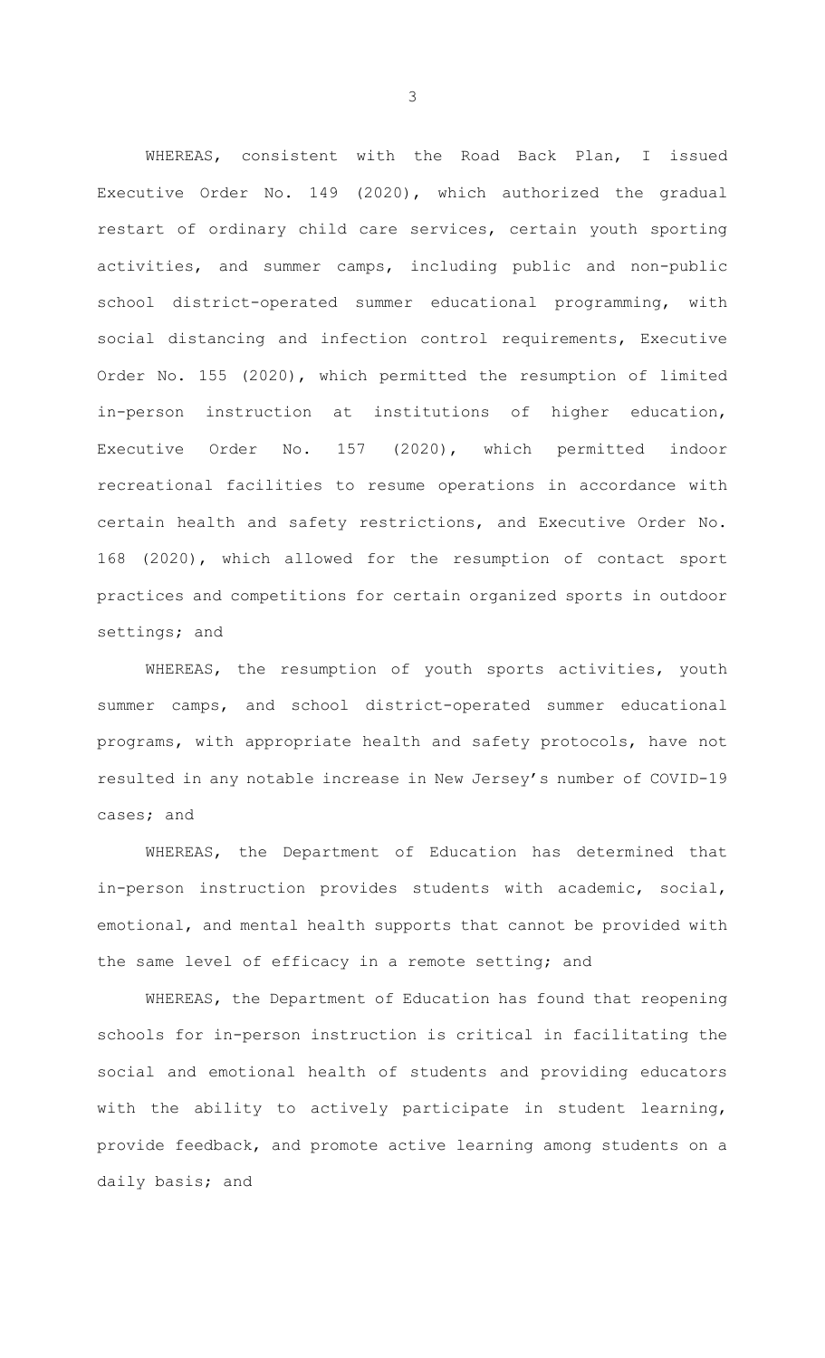WHEREAS, consistent with the Road Back Plan, I issued Executive Order No. 149 (2020), which authorized the gradual restart of ordinary child care services, certain youth sporting activities, and summer camps, including public and non-public school district-operated summer educational programming, with social distancing and infection control requirements, Executive Order No. 155 (2020), which permitted the resumption of limited in-person instruction at institutions of higher education, Executive Order No. 157 (2020), which permitted indoor recreational facilities to resume operations in accordance with certain health and safety restrictions, and Executive Order No. 168 (2020), which allowed for the resumption of contact sport practices and competitions for certain organized sports in outdoor settings; and

WHEREAS, the resumption of youth sports activities, youth summer camps, and school district-operated summer educational programs, with appropriate health and safety protocols, have not resulted in any notable increase in New Jersey's number of COVID-19 cases; and

WHEREAS, the Department of Education has determined that in-person instruction provides students with academic, social, emotional, and mental health supports that cannot be provided with the same level of efficacy in a remote setting; and

WHEREAS, the Department of Education has found that reopening schools for in-person instruction is critical in facilitating the social and emotional health of students and providing educators with the ability to actively participate in student learning, provide feedback, and promote active learning among students on a daily basis; and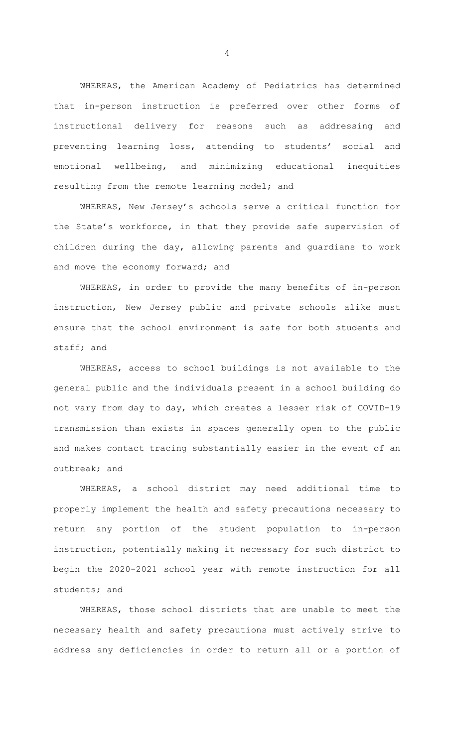WHEREAS, the American Academy of Pediatrics has determined that in-person instruction is preferred over other forms of instructional delivery for reasons such as addressing and preventing learning loss, attending to students' social and emotional wellbeing, and minimizing educational inequities resulting from the remote learning model; and

WHEREAS, New Jersey's schools serve a critical function for the State's workforce, in that they provide safe supervision of children during the day, allowing parents and guardians to work and move the economy forward; and

WHEREAS, in order to provide the many benefits of in-person instruction, New Jersey public and private schools alike must ensure that the school environment is safe for both students and staff; and

WHEREAS, access to school buildings is not available to the general public and the individuals present in a school building do not vary from day to day, which creates a lesser risk of COVID-19 transmission than exists in spaces generally open to the public and makes contact tracing substantially easier in the event of an outbreak; and

WHEREAS, a school district may need additional time to properly implement the health and safety precautions necessary to return any portion of the student population to in-person instruction, potentially making it necessary for such district to begin the 2020-2021 school year with remote instruction for all students; and

WHEREAS, those school districts that are unable to meet the necessary health and safety precautions must actively strive to address any deficiencies in order to return all or a portion of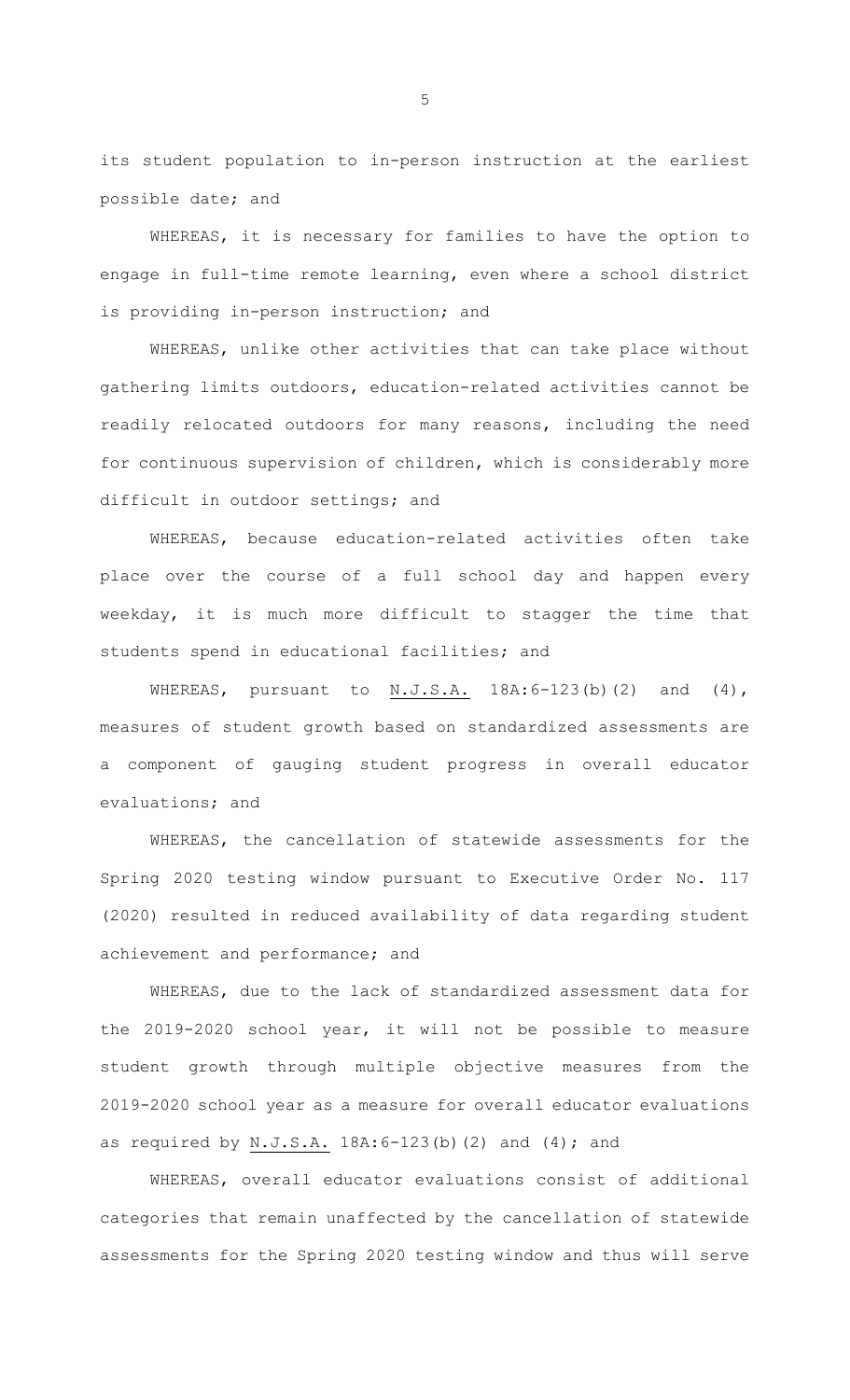its student population to in-person instruction at the earliest possible date; and

WHEREAS, it is necessary for families to have the option to engage in full-time remote learning, even where a school district is providing in-person instruction; and

WHEREAS, unlike other activities that can take place without gathering limits outdoors, education-related activities cannot be readily relocated outdoors for many reasons, including the need for continuous supervision of children, which is considerably more difficult in outdoor settings; and

WHEREAS, because education-related activities often take place over the course of a full school day and happen every weekday, it is much more difficult to stagger the time that students spend in educational facilities; and

WHEREAS, pursuant to N.J.S.A. 18A:6-123(b)(2) and (4), measures of student growth based on standardized assessments are a component of gauging student progress in overall educator evaluations; and

WHEREAS, the cancellation of statewide assessments for the Spring 2020 testing window pursuant to Executive Order No. 117 (2020) resulted in reduced availability of data regarding student achievement and performance; and

WHEREAS, due to the lack of standardized assessment data for the 2019-2020 school year, it will not be possible to measure student growth through multiple objective measures from the 2019-2020 school year as a measure for overall educator evaluations as required by N.J.S.A. 18A:6-123(b)(2) and (4); and

WHEREAS, overall educator evaluations consist of additional categories that remain unaffected by the cancellation of statewide assessments for the Spring 2020 testing window and thus will serve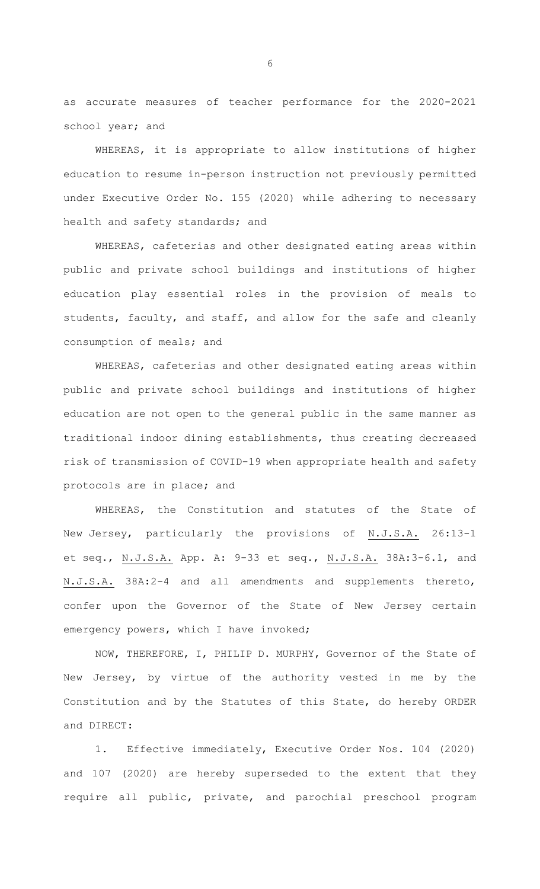as accurate measures of teacher performance for the 2020-2021 school year; and

WHEREAS, it is appropriate to allow institutions of higher education to resume in-person instruction not previously permitted under Executive Order No. 155 (2020) while adhering to necessary health and safety standards; and

WHEREAS, cafeterias and other designated eating areas within public and private school buildings and institutions of higher education play essential roles in the provision of meals to students, faculty, and staff, and allow for the safe and cleanly consumption of meals; and

WHEREAS, cafeterias and other designated eating areas within public and private school buildings and institutions of higher education are not open to the general public in the same manner as traditional indoor dining establishments, thus creating decreased risk of transmission of COVID-19 when appropriate health and safety protocols are in place; and

WHEREAS, the Constitution and statutes of the State of New Jersey, particularly the provisions of N.J.S.A. 26:13-1 et seq., N.J.S.A. App. A: 9-33 et seq., N.J.S.A. 38A:3-6.1, and N.J.S.A. 38A:2-4 and all amendments and supplements thereto, confer upon the Governor of the State of New Jersey certain emergency powers, which I have invoked;

NOW, THEREFORE, I, PHILIP D. MURPHY, Governor of the State of New Jersey, by virtue of the authority vested in me by the Constitution and by the Statutes of this State, do hereby ORDER and DIRECT:

1. Effective immediately, Executive Order Nos. 104 (2020) and 107 (2020) are hereby superseded to the extent that they require all public, private, and parochial preschool program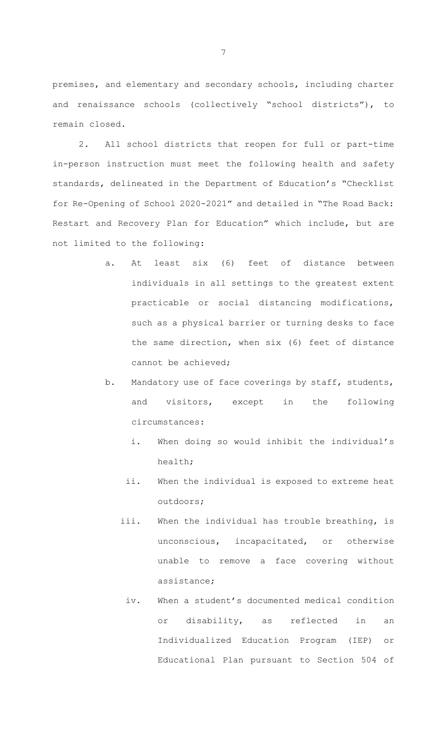premises, and elementary and secondary schools, including charter and renaissance schools (collectively "school districts"), to remain closed.

2. All school districts that reopen for full or part-time in-person instruction must meet the following health and safety standards, delineated in the Department of Education's "Checklist for Re-Opening of School 2020-2021" and detailed in "The Road Back: Restart and Recovery Plan for Education" which include, but are not limited to the following:

   a. At least six (6) feet of distance between individuals in all settings to the greatest extent practicable or social distancing modifications, such as a physical barrier or turning desks to face the same direction, when six (6) feet of distance cannot be achieved;

   b. Mandatory use of face coverings by staff, students, and visitors, except in the following circumstances:

      i. When doing so would inhibit the individual's health;

      ii. When the individual is exposed to extreme heat outdoors;

      iii. When the individual has trouble breathing, is unconscious, incapacitated, or otherwise unable to remove a face covering without assistance;

      iv. When a student's documented medical condition or disability, as reflected in an Individualized Education Program (IEP) or Educational Plan pursuant to Section 504 of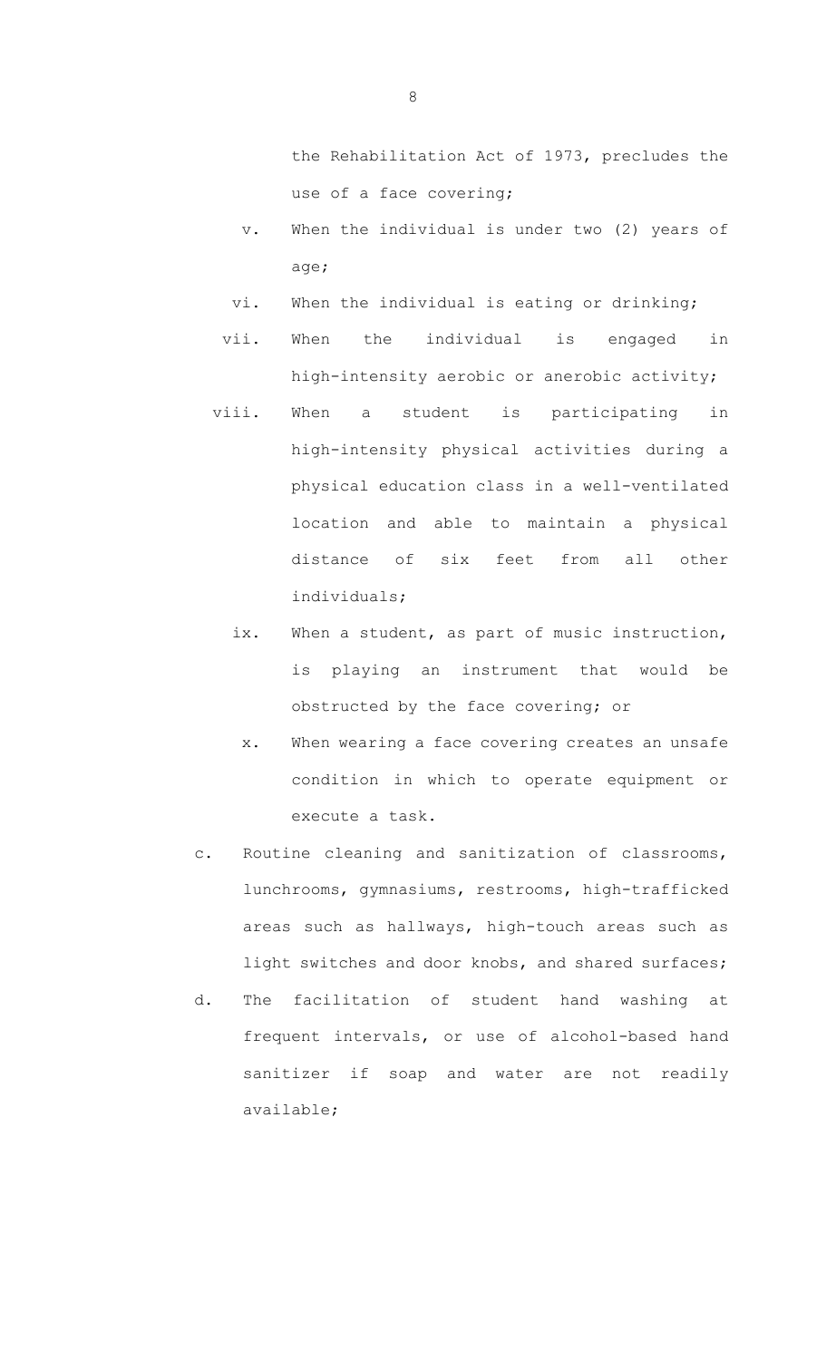the Rehabilitation Act of 1973, precludes the use of a face covering;

v. When the individual is under two (2) years of age;

vi. When the individual is eating or drinking;

vii. When the individual is engaged in high-intensity aerobic or anerobic activity;

viii. When a student is participating in high-intensity physical activities during a physical education class in a well-ventilated location and able to maintain a physical distance of six feet from all other individuals;

ix. When a student, as part of music instruction, is playing an instrument that would be obstructed by the face covering; or

x. When wearing a face covering creates an unsafe condition in which to operate equipment or execute a task.

c. Routine cleaning and sanitization of classrooms, lunchrooms, gymnasiums, restrooms, high-trafficked areas such as hallways, high-touch areas such as light switches and door knobs, and shared surfaces;

d. The facilitation of student hand washing at frequent intervals, or use of alcohol-based hand sanitizer if soap and water are not readily available;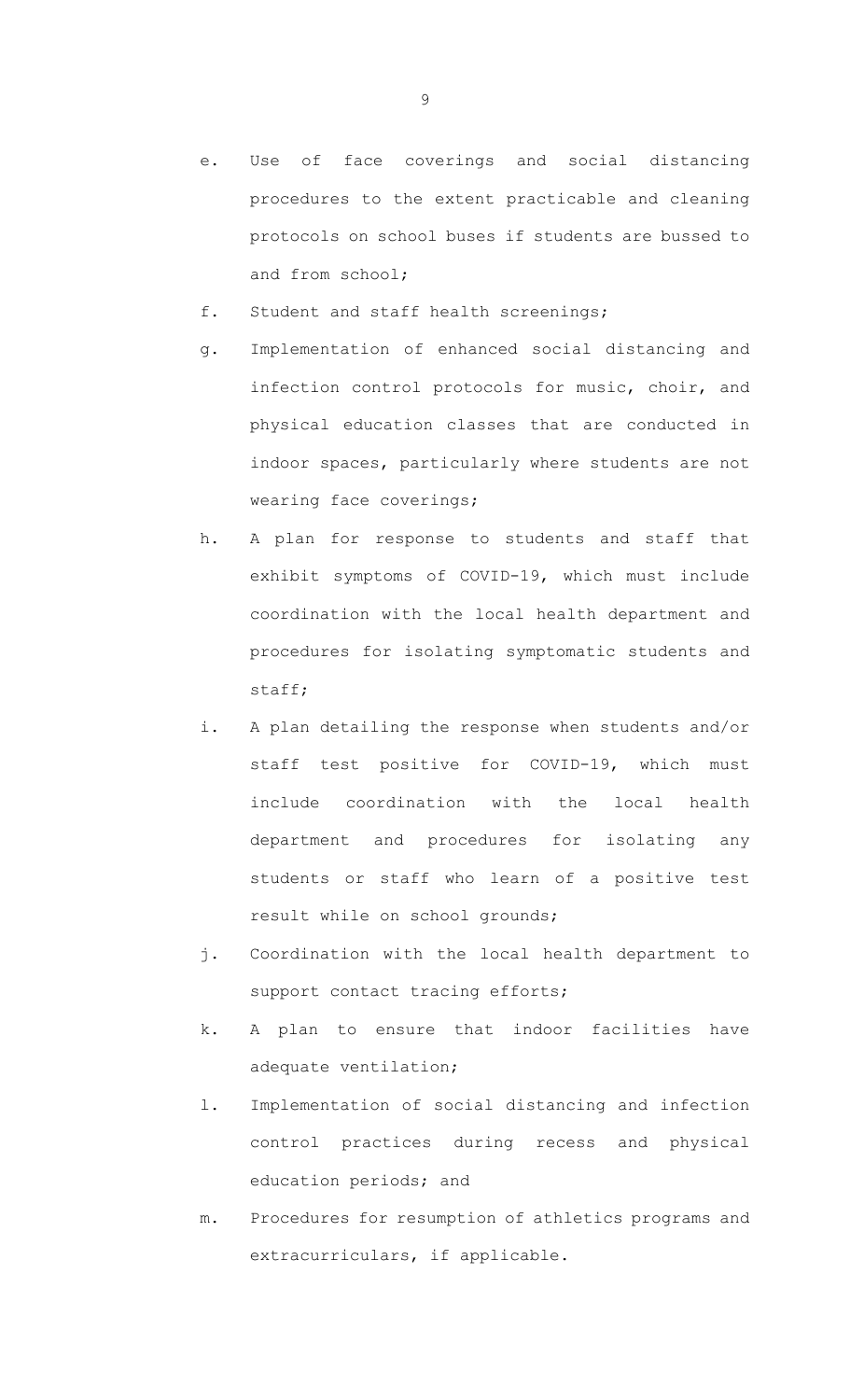e. Use of face coverings and social distancing procedures to the extent practicable and cleaning protocols on school buses if students are bussed to and from school;

f. Student and staff health screenings;

g. Implementation of enhanced social distancing and infection control protocols for music, choir, and physical education classes that are conducted in indoor spaces, particularly where students are not wearing face coverings;

h. A plan for response to students and staff that exhibit symptoms of COVID-19, which must include coordination with the local health department and procedures for isolating symptomatic students and staff;

i. A plan detailing the response when students and/or staff test positive for COVID-19, which must include coordination with the local health department and procedures for isolating any students or staff who learn of a positive test result while on school grounds;

j. Coordination with the local health department to support contact tracing efforts;

k. A plan to ensure that indoor facilities have adequate ventilation;

l. Implementation of social distancing and infection control practices during recess and physical education periods; and

m. Procedures for resumption of athletics programs and extracurriculars, if applicable.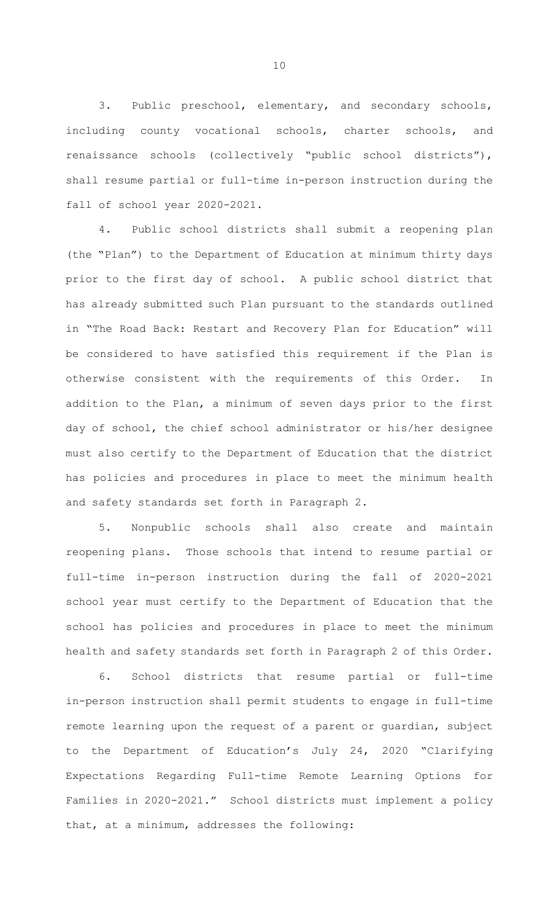3. Public preschool, elementary, and secondary schools, including county vocational schools, charter schools, and renaissance schools (collectively "public school districts"), shall resume partial or full-time in-person instruction during the fall of school year 2020-2021.

4. Public school districts shall submit a reopening plan (the "Plan") to the Department of Education at minimum thirty days prior to the first day of school. A public school district that has already submitted such Plan pursuant to the standards outlined in "The Road Back: Restart and Recovery Plan for Education" will be considered to have satisfied this requirement if the Plan is otherwise consistent with the requirements of this Order. In addition to the Plan, a minimum of seven days prior to the first day of school, the chief school administrator or his/her designee must also certify to the Department of Education that the district has policies and procedures in place to meet the minimum health and safety standards set forth in Paragraph 2.

5. Nonpublic schools shall also create and maintain reopening plans. Those schools that intend to resume partial or full-time in-person instruction during the fall of 2020-2021 school year must certify to the Department of Education that the school has policies and procedures in place to meet the minimum health and safety standards set forth in Paragraph 2 of this Order.

6. School districts that resume partial or full-time in-person instruction shall permit students to engage in full-time remote learning upon the request of a parent or guardian, subject to the Department of Education's July 24, 2020 "Clarifying Expectations Regarding Full-time Remote Learning Options for Families in 2020-2021." School districts must implement a policy that, at a minimum, addresses the following: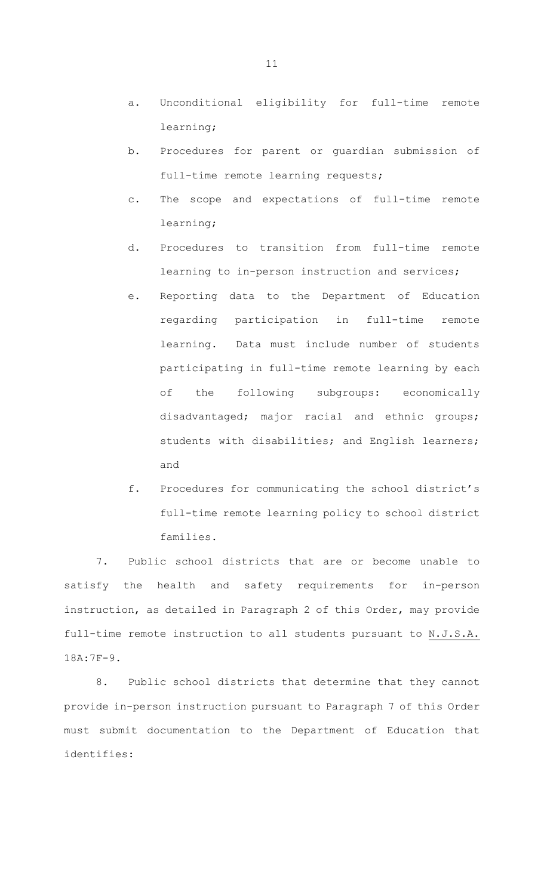a. Unconditional eligibility for full-time remote learning;

b. Procedures for parent or guardian submission of full-time remote learning requests;

c. The scope and expectations of full-time remote learning;

d. Procedures to transition from full-time remote learning to in-person instruction and services;

e. Reporting data to the Department of Education regarding participation in full-time remote learning. Data must include number of students participating in full-time remote learning by each of the following subgroups: economically disadvantaged; major racial and ethnic groups; students with disabilities; and English learners; and

f. Procedures for communicating the school district's full-time remote learning policy to school district families.

7. Public school districts that are or become unable to satisfy the health and safety requirements for in-person instruction, as detailed in Paragraph 2 of this Order, may provide full-time remote instruction to all students pursuant to N.J.S.A. 18A:7F-9.

8. Public school districts that determine that they cannot provide in-person instruction pursuant to Paragraph 7 of this Order must submit documentation to the Department of Education that identifies: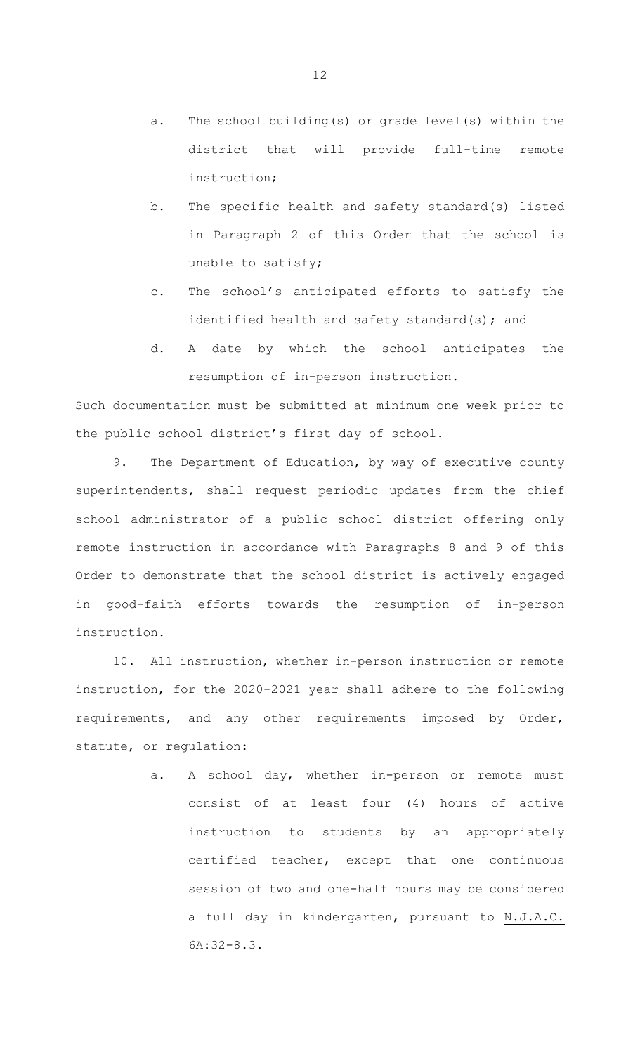a. The school building(s) or grade level(s) within the district that will provide full-time remote instruction;

b. The specific health and safety standard(s) listed in Paragraph 2 of this Order that the school is unable to satisfy;

c. The school's anticipated efforts to satisfy the identified health and safety standard(s); and

d. A date by which the school anticipates the resumption of in-person instruction.

Such documentation must be submitted at minimum one week prior to the public school district's first day of school.

9. The Department of Education, by way of executive county superintendents, shall request periodic updates from the chief school administrator of a public school district offering only remote instruction in accordance with Paragraphs 8 and 9 of this Order to demonstrate that the school district is actively engaged in good-faith efforts towards the resumption of in-person instruction.

10. All instruction, whether in-person instruction or remote instruction, for the 2020-2021 year shall adhere to the following requirements, and any other requirements imposed by Order, statute, or regulation:

a. A school day, whether in-person or remote must consist of at least four (4) hours of active instruction to students by an appropriately certified teacher, except that one continuous session of two and one-half hours may be considered a full day in kindergarten, pursuant to N.J.A.C. 6A:32-8.3.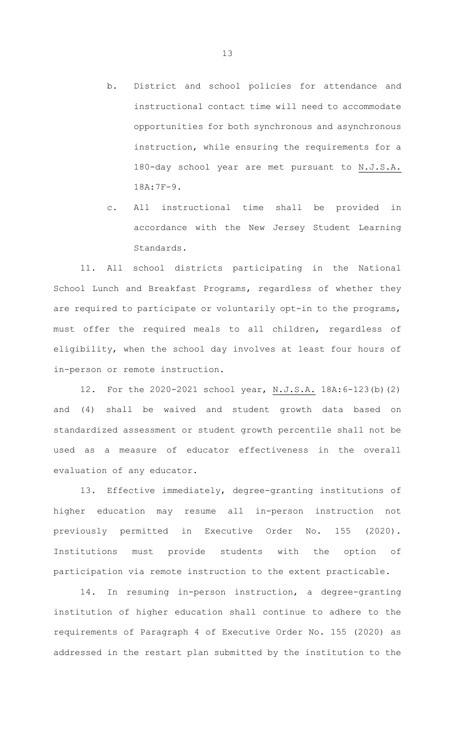b. District and school policies for attendance and instructional contact time will need to accommodate opportunities for both synchronous and asynchronous instruction, while ensuring the requirements for a 180-day school year are met pursuant to N.J.S.A. 18A:7F-9.

c. All instructional time shall be provided in accordance with the New Jersey Student Learning Standards.

11. All school districts participating in the National School Lunch and Breakfast Programs, regardless of whether they are required to participate or voluntarily opt-in to the programs, must offer the required meals to all children, regardless of eligibility, when the school day involves at least four hours of in-person or remote instruction.

12. For the 2020-2021 school year, N.J.S.A. 18A:6-123(b)(2) and (4) shall be waived and student growth data based on standardized assessment or student growth percentile shall not be used as a measure of educator effectiveness in the overall evaluation of any educator.

13. Effective immediately, degree-granting institutions of higher education may resume all in-person instruction not previously permitted in Executive Order No. 155 (2020). Institutions must provide students with the option of participation via remote instruction to the extent practicable.

14. In resuming in-person instruction, a degree-granting institution of higher education shall continue to adhere to the requirements of Paragraph 4 of Executive Order No. 155 (2020) as addressed in the restart plan submitted by the institution to the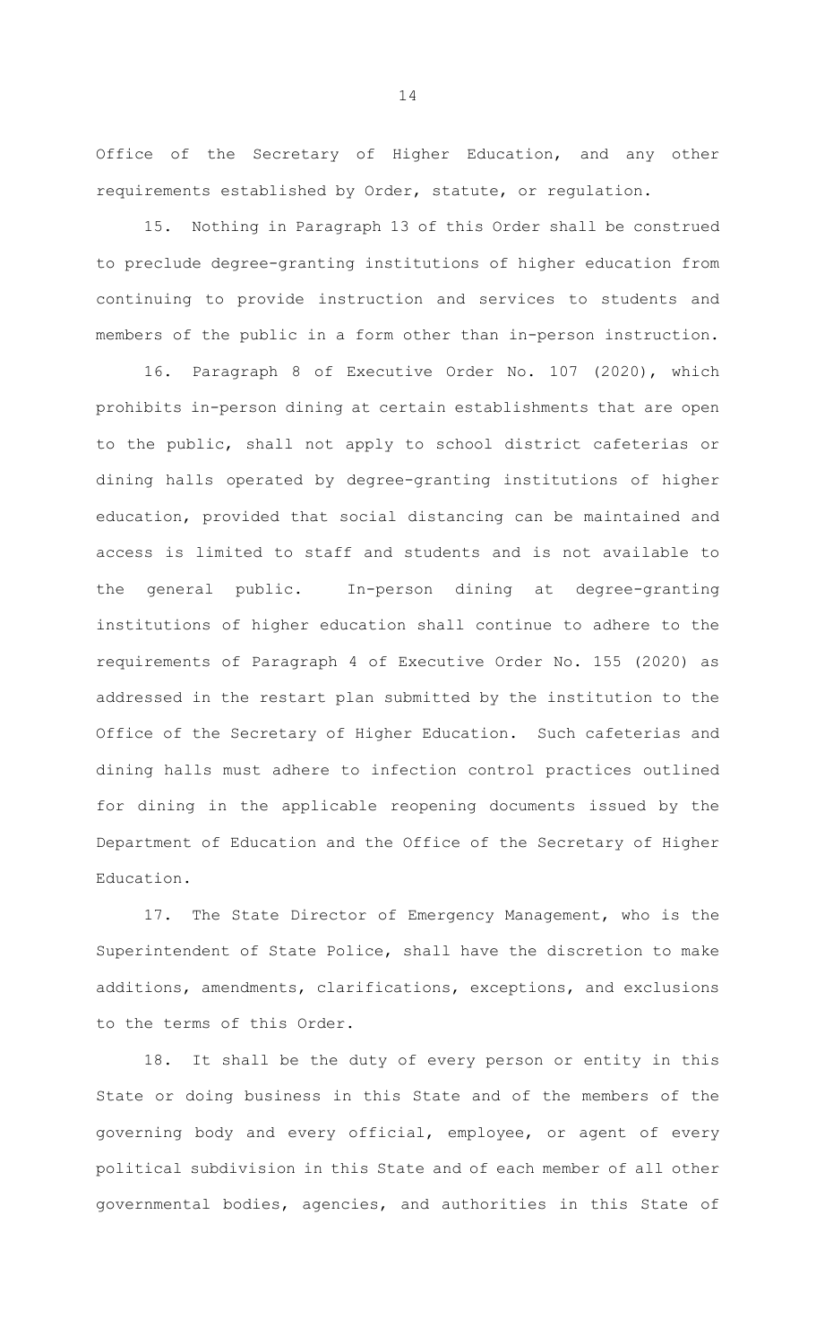Office of the Secretary of Higher Education, and any other requirements established by Order, statute, or regulation.

15. Nothing in Paragraph 13 of this Order shall be construed to preclude degree-granting institutions of higher education from continuing to provide instruction and services to students and members of the public in a form other than in-person instruction.

16. Paragraph 8 of Executive Order No. 107 (2020), which prohibits in-person dining at certain establishments that are open to the public, shall not apply to school district cafeterias or dining halls operated by degree-granting institutions of higher education, provided that social distancing can be maintained and access is limited to staff and students and is not available to the general public. In-person dining at degree-granting institutions of higher education shall continue to adhere to the requirements of Paragraph 4 of Executive Order No. 155 (2020) as addressed in the restart plan submitted by the institution to the Office of the Secretary of Higher Education. Such cafeterias and dining halls must adhere to infection control practices outlined for dining in the applicable reopening documents issued by the Department of Education and the Office of the Secretary of Higher Education.

17. The State Director of Emergency Management, who is the Superintendent of State Police, shall have the discretion to make additions, amendments, clarifications, exceptions, and exclusions to the terms of this Order.

18. It shall be the duty of every person or entity in this State or doing business in this State and of the members of the governing body and every official, employee, or agent of every political subdivision in this State and of each member of all other governmental bodies, agencies, and authorities in this State of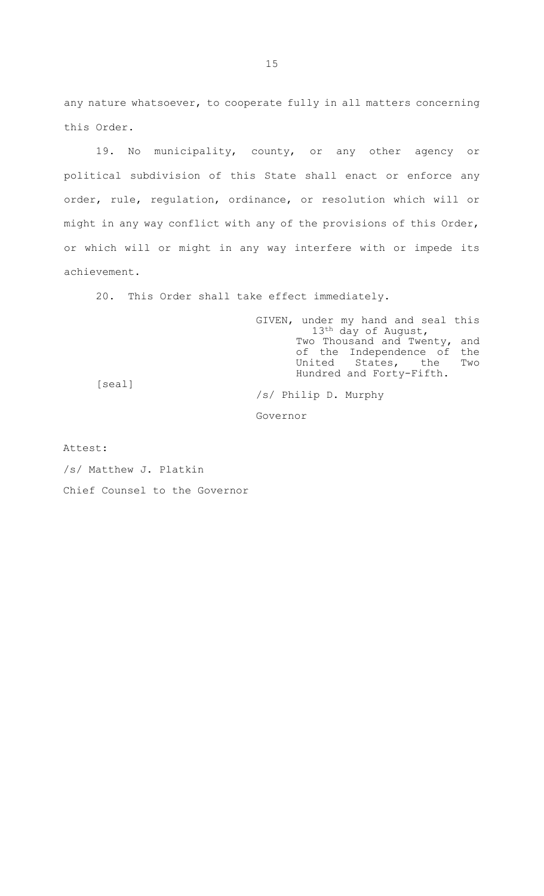any nature whatsoever, to cooperate fully in all matters concerning this Order.

19. No municipality, county, or any other agency or political subdivision of this State shall enact or enforce any order, rule, regulation, ordinance, or resolution which will or might in any way conflict with any of the provisions of this Order, or which will or might in any way interfere with or impede its achievement.

20. This Order shall take effect immediately.

GIVEN, under my hand and seal this 13th day of August, Two Thousand and Twenty, and of the Independence of the United States, the Two Hundred and Forty-Fifth.

[seal]

/s/ Philip D. Murphy

Governor

Attest:

/s/ Matthew J. Platkin

Chief Counsel to the Governor